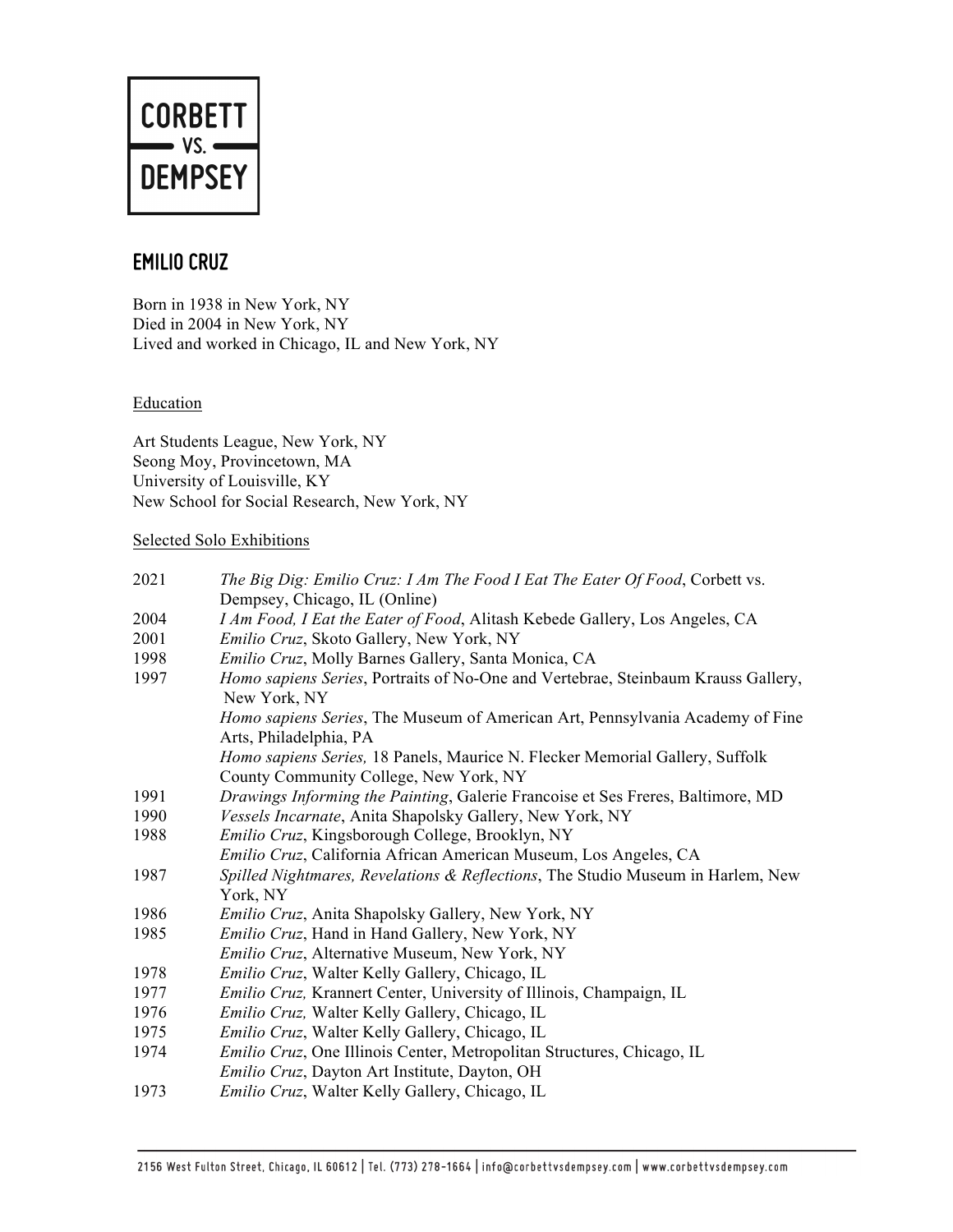# CORBETT VS. DEMPSEY

## EMILIO CRUZ

Born in 1938 in New York, NY
Died in 2004 in New York, NY
Lived and worked in Chicago, IL and New York, NY

### Education

Art Students League, New York, NY
Seong Moy, Provincetown, MA
University of Louisville, KY
New School for Social Research, New York, NY

### Selected Solo Exhibitions

2021 *The Big Dig: Emilio Cruz: I Am The Food I Eat The Eater Of Food*, Corbett vs. Dempsey, Chicago, IL (Online)

2004 *I Am Food, I Eat the Eater of Food*, Alitash Kebede Gallery, Los Angeles, CA

2001 *Emilio Cruz*, Skoto Gallery, New York, NY

1998 *Emilio Cruz*, Molly Barnes Gallery, Santa Monica, CA

1997 *Homo sapiens Series*, Portraits of No-One and Vertebrae, Steinbaum Krauss Gallery, New York, NY
*Homo sapiens Series*, The Museum of American Art, Pennsylvania Academy of Fine Arts, Philadelphia, PA
*Homo sapiens Series,* 18 Panels, Maurice N. Flecker Memorial Gallery, Suffolk County Community College, New York, NY

1991 *Drawings Informing the Painting*, Galerie Francoise et Ses Freres, Baltimore, MD

1990 *Vessels Incarnate*, Anita Shapolsky Gallery, New York, NY

1988 *Emilio Cruz*, Kingsborough College, Brooklyn, NY
*Emilio Cruz*, California African American Museum, Los Angeles, CA

1987 *Spilled Nightmares, Revelations & Reflections*, The Studio Museum in Harlem, New York, NY

1986 *Emilio Cruz*, Anita Shapolsky Gallery, New York, NY

1985 *Emilio Cruz*, Hand in Hand Gallery, New York, NY
*Emilio Cruz*, Alternative Museum, New York, NY

1978 *Emilio Cruz*, Walter Kelly Gallery, Chicago, IL

1977 *Emilio Cruz,* Krannert Center, University of Illinois, Champaign, IL

1976 *Emilio Cruz,* Walter Kelly Gallery, Chicago, IL

1975 *Emilio Cruz*, Walter Kelly Gallery, Chicago, IL

1974 *Emilio Cruz*, One Illinois Center, Metropolitan Structures, Chicago, IL
*Emilio Cruz*, Dayton Art Institute, Dayton, OH

1973 *Emilio Cruz*, Walter Kelly Gallery, Chicago, IL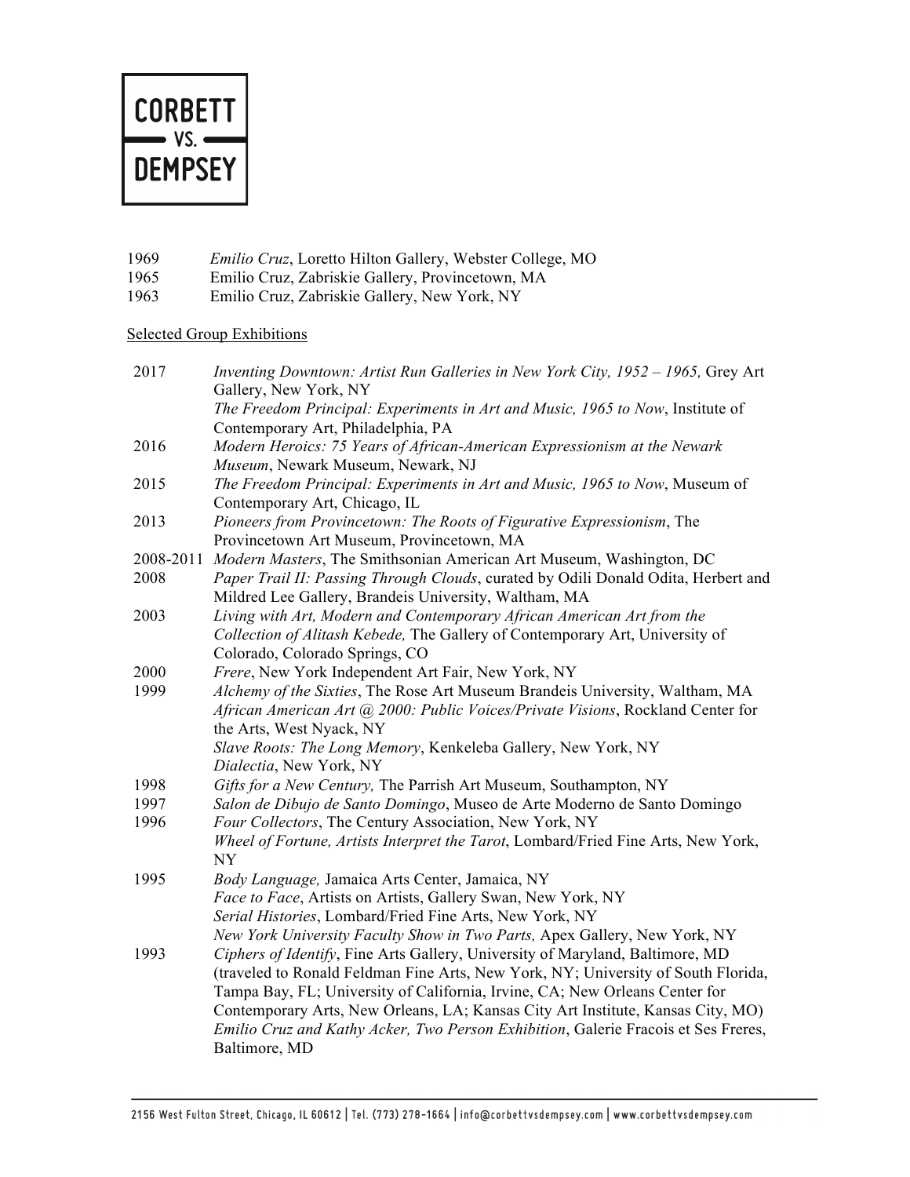| | |
|---|---|
| 1969 | *Emilio Cruz*, Loretto Hilton Gallery, Webster College, MO |
| 1965 | Emilio Cruz, Zabriskie Gallery, Provincetown, MA |
| 1963 | Emilio Cruz, Zabriskie Gallery, New York, NY |

Selected Group Exhibitions

| | |
|---|---|
| 2017 | *Inventing Downtown: Artist Run Galleries in New York City, 1952 – 1965,* Grey Art Gallery, New York, NY |
| | *The Freedom Principal: Experiments in Art and Music, 1965 to Now*, Institute of Contemporary Art, Philadelphia, PA |
| 2016 | *Modern Heroics: 75 Years of African-American Expressionism at the Newark Museum*, Newark Museum, Newark, NJ |
| 2015 | *The Freedom Principal: Experiments in Art and Music, 1965 to Now*, Museum of Contemporary Art, Chicago, IL |
| 2013 | *Pioneers from Provincetown: The Roots of Figurative Expressionism*, The Provincetown Art Museum, Provincetown, MA |
| 2008-2011 | *Modern Masters*, The Smithsonian American Art Museum, Washington, DC |
| 2008 | *Paper Trail II: Passing Through Clouds*, curated by Odili Donald Odita, Herbert and Mildred Lee Gallery, Brandeis University, Waltham, MA |
| 2003 | *Living with Art, Modern and Contemporary African American Art from the Collection of Alitash Kebede,* The Gallery of Contemporary Art, University of Colorado, Colorado Springs, CO |
| 2000 | *Frere*, New York Independent Art Fair, New York, NY |
| 1999 | *Alchemy of the Sixties*, The Rose Art Museum Brandeis University, Waltham, MA |
| | *African American Art @ 2000: Public Voices/Private Visions*, Rockland Center for the Arts, West Nyack, NY |
| | *Slave Roots: The Long Memory*, Kenkeleba Gallery, New York, NY |
| | *Dialectia*, New York, NY |
| 1998 | *Gifts for a New Century,* The Parrish Art Museum, Southampton, NY |
| 1997 | *Salon de Dibujo de Santo Domingo*, Museo de Arte Moderno de Santo Domingo |
| 1996 | *Four Collectors*, The Century Association, New York, NY |
| | *Wheel of Fortune, Artists Interpret the Tarot*, Lombard/Fried Fine Arts, New York, NY |
| 1995 | *Body Language,* Jamaica Arts Center, Jamaica, NY |
| | *Face to Face*, Artists on Artists, Gallery Swan, New York, NY |
| | *Serial Histories*, Lombard/Fried Fine Arts, New York, NY |
| | *New York University Faculty Show in Two Parts,* Apex Gallery, New York, NY |
| 1993 | *Ciphers of Identify*, Fine Arts Gallery, University of Maryland, Baltimore, MD (traveled to Ronald Feldman Fine Arts, New York, NY; University of South Florida, Tampa Bay, FL; University of California, Irvine, CA; New Orleans Center for Contemporary Arts, New Orleans, LA; Kansas City Art Institute, Kansas City, MO) |
| | *Emilio Cruz and Kathy Acker, Two Person Exhibition*, Galerie Fracois et Ses Freres, Baltimore, MD |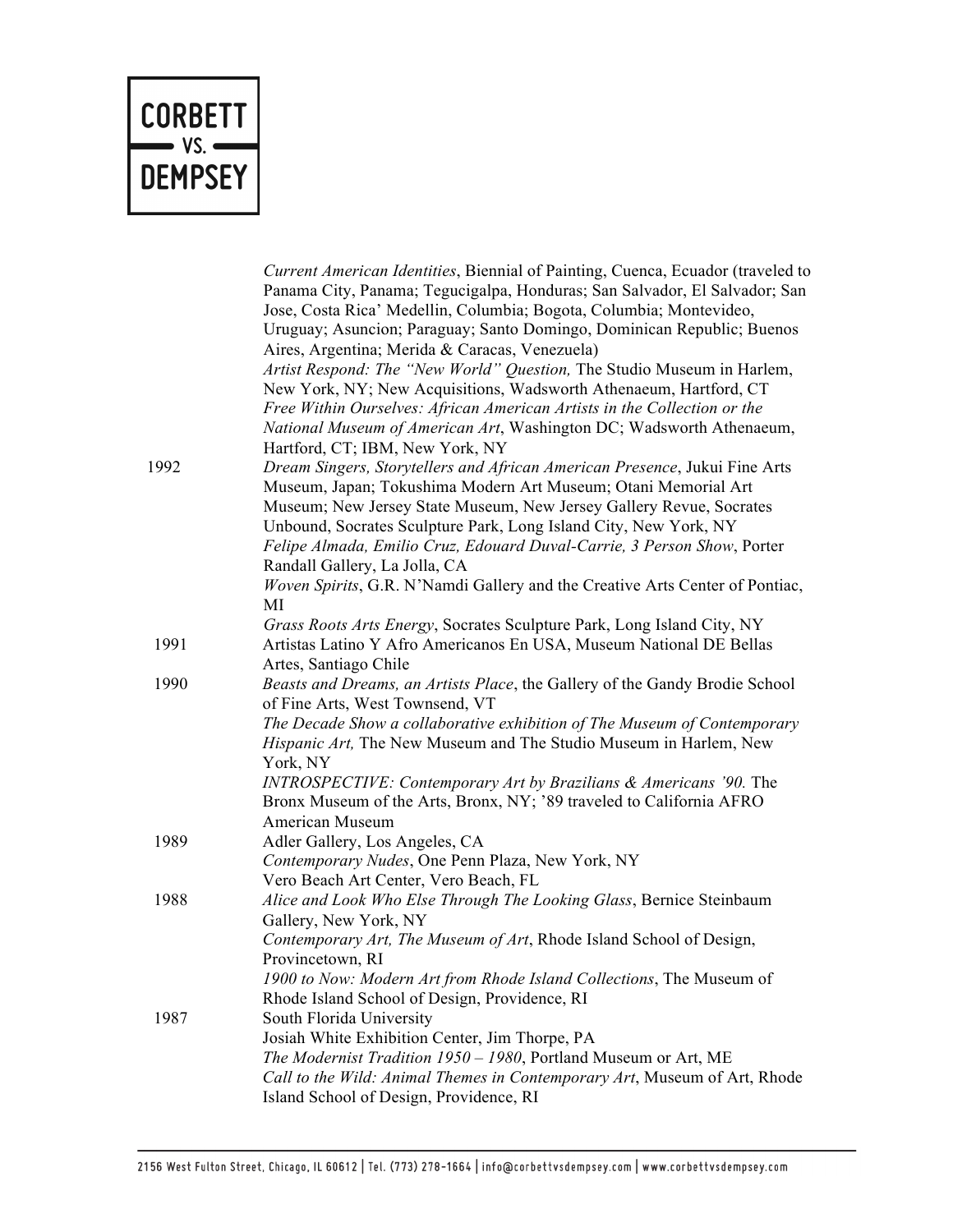*Current American Identities*, Biennial of Painting, Cuenca, Ecuador (traveled to Panama City, Panama; Tegucigalpa, Honduras; San Salvador, El Salvador; San Jose, Costa Rica' Medellin, Columbia; Bogota, Columbia; Montevideo, Uruguay; Asuncion; Paraguay; Santo Domingo, Dominican Republic; Buenos Aires, Argentina; Merida & Caracas, Venezuela)

*Artist Respond: The "New World" Question,* The Studio Museum in Harlem, New York, NY; New Acquisitions, Wadsworth Athenaeum, Hartford, CT

*Free Within Ourselves: African American Artists in the Collection or the National Museum of American Art*, Washington DC; Wadsworth Athenaeum, Hartford, CT; IBM, New York, NY

1992

*Dream Singers, Storytellers and African American Presence*, Jukui Fine Arts Museum, Japan; Tokushima Modern Art Museum; Otani Memorial Art Museum; New Jersey State Museum, New Jersey Gallery Revue, Socrates Unbound, Socrates Sculpture Park, Long Island City, New York, NY

*Felipe Almada, Emilio Cruz, Edouard Duval-Carrie, 3 Person Show*, Porter Randall Gallery, La Jolla, CA

*Woven Spirits*, G.R. N'Namdi Gallery and the Creative Arts Center of Pontiac, MI

*Grass Roots Arts Energy*, Socrates Sculpture Park, Long Island City, NY

1991

Artistas Latino Y Afro Americanos En USA, Museum National DE Bellas Artes, Santiago Chile

1990

*Beasts and Dreams, an Artists Place*, the Gallery of the Gandy Brodie School of Fine Arts, West Townsend, VT

*The Decade Show a collaborative exhibition of The Museum of Contemporary Hispanic Art,* The New Museum and The Studio Museum in Harlem, New York, NY

*INTROSPECTIVE: Contemporary Art by Brazilians & Americans '90.* The Bronx Museum of the Arts, Bronx, NY; '89 traveled to California AFRO American Museum

1989

Adler Gallery, Los Angeles, CA

*Contemporary Nudes*, One Penn Plaza, New York, NY

Vero Beach Art Center, Vero Beach, FL

1988

*Alice and Look Who Else Through The Looking Glass*, Bernice Steinbaum Gallery, New York, NY

*Contemporary Art, The Museum of Art*, Rhode Island School of Design, Provincetown, RI

*1900 to Now: Modern Art from Rhode Island Collections*, The Museum of Rhode Island School of Design, Providence, RI

1987

South Florida University

Josiah White Exhibition Center, Jim Thorpe, PA

*The Modernist Tradition 1950 – 1980*, Portland Museum or Art, ME

*Call to the Wild: Animal Themes in Contemporary Art*, Museum of Art, Rhode Island School of Design, Providence, RI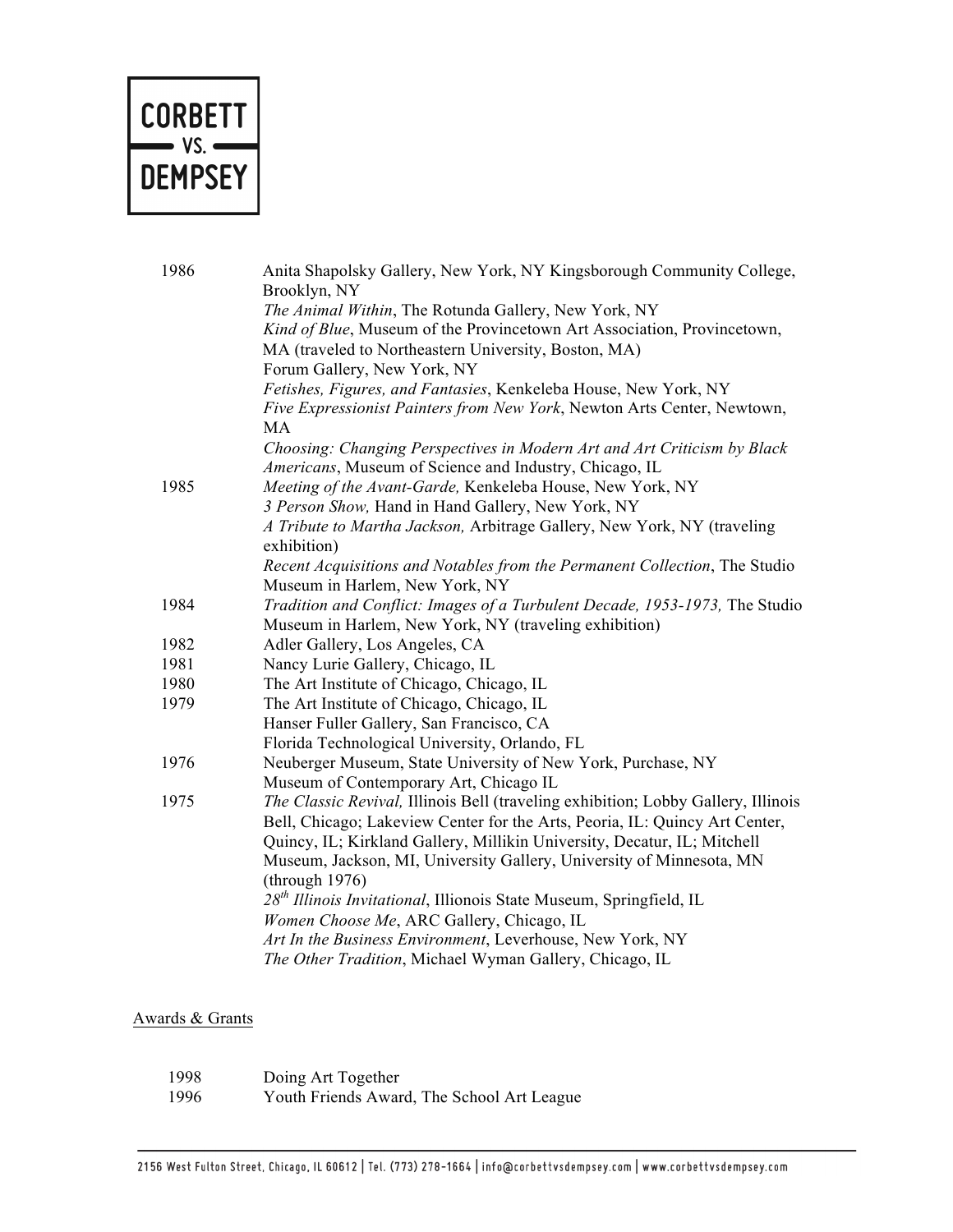| | |
|---|---|
| 1986 | Anita Shapolsky Gallery, New York, NY Kingsborough Community College, Brooklyn, NY |
| | *The Animal Within*, The Rotunda Gallery, New York, NY |
| | *Kind of Blue*, Museum of the Provincetown Art Association, Provincetown, MA (traveled to Northeastern University, Boston, MA) |
| | Forum Gallery, New York, NY |
| | *Fetishes, Figures, and Fantasies*, Kenkeleba House, New York, NY |
| | *Five Expressionist Painters from New York*, Newton Arts Center, Newtown, MA |
| | *Choosing: Changing Perspectives in Modern Art and Art Criticism by Black Americans*, Museum of Science and Industry, Chicago, IL |
| 1985 | *Meeting of the Avant-Garde,* Kenkeleba House, New York, NY |
| | *3 Person Show,* Hand in Hand Gallery, New York, NY |
| | *A Tribute to Martha Jackson,* Arbitrage Gallery, New York, NY (traveling exhibition) |
| | *Recent Acquisitions and Notables from the Permanent Collection*, The Studio Museum in Harlem, New York, NY |
| 1984 | *Tradition and Conflict: Images of a Turbulent Decade, 1953-1973,* The Studio Museum in Harlem, New York, NY (traveling exhibition) |
| 1982 | Adler Gallery, Los Angeles, CA |
| 1981 | Nancy Lurie Gallery, Chicago, IL |
| 1980 | The Art Institute of Chicago, Chicago, IL |
| 1979 | The Art Institute of Chicago, Chicago, IL |
| | Hanser Fuller Gallery, San Francisco, CA |
| | Florida Technological University, Orlando, FL |
| 1976 | Neuberger Museum, State University of New York, Purchase, NY |
| | Museum of Contemporary Art, Chicago IL |
| 1975 | *The Classic Revival,* Illinois Bell (traveling exhibition; Lobby Gallery, Illinois Bell, Chicago; Lakeview Center for the Arts, Peoria, IL: Quincy Art Center, Quincy, IL; Kirkland Gallery, Millikin University, Decatur, IL; Mitchell Museum, Jackson, MI, University Gallery, University of Minnesota, MN (through 1976) |
| | *28th Illinois Invitational*, Illionois State Museum, Springfield, IL |
| | *Women Choose Me*, ARC Gallery, Chicago, IL |
| | *Art In the Business Environment*, Leverhouse, New York, NY |
| | *The Other Tradition*, Michael Wyman Gallery, Chicago, IL |

## Awards & Grants

| | |
|---|---|
| 1998 | Doing Art Together |
| 1996 | Youth Friends Award, The School Art League |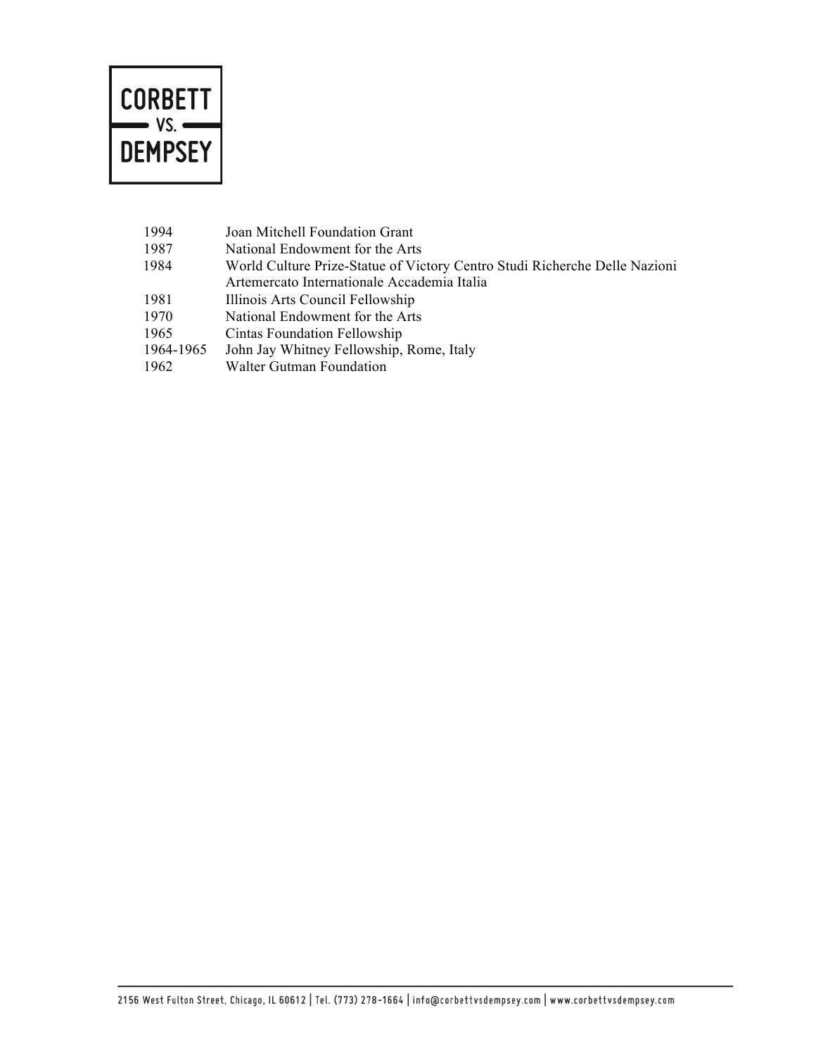| | |
|---|---|
| 1994 | Joan Mitchell Foundation Grant |
| 1987 | National Endowment for the Arts |
| 1984 | World Culture Prize-Statue of Victory Centro Studi Richerche Delle Nazioni Artemercato Internationale Accademia Italia |
| 1981 | Illinois Arts Council Fellowship |
| 1970 | National Endowment for the Arts |
| 1965 | Cintas Foundation Fellowship |
| 1964-1965 | John Jay Whitney Fellowship, Rome, Italy |
| 1962 | Walter Gutman Foundation |